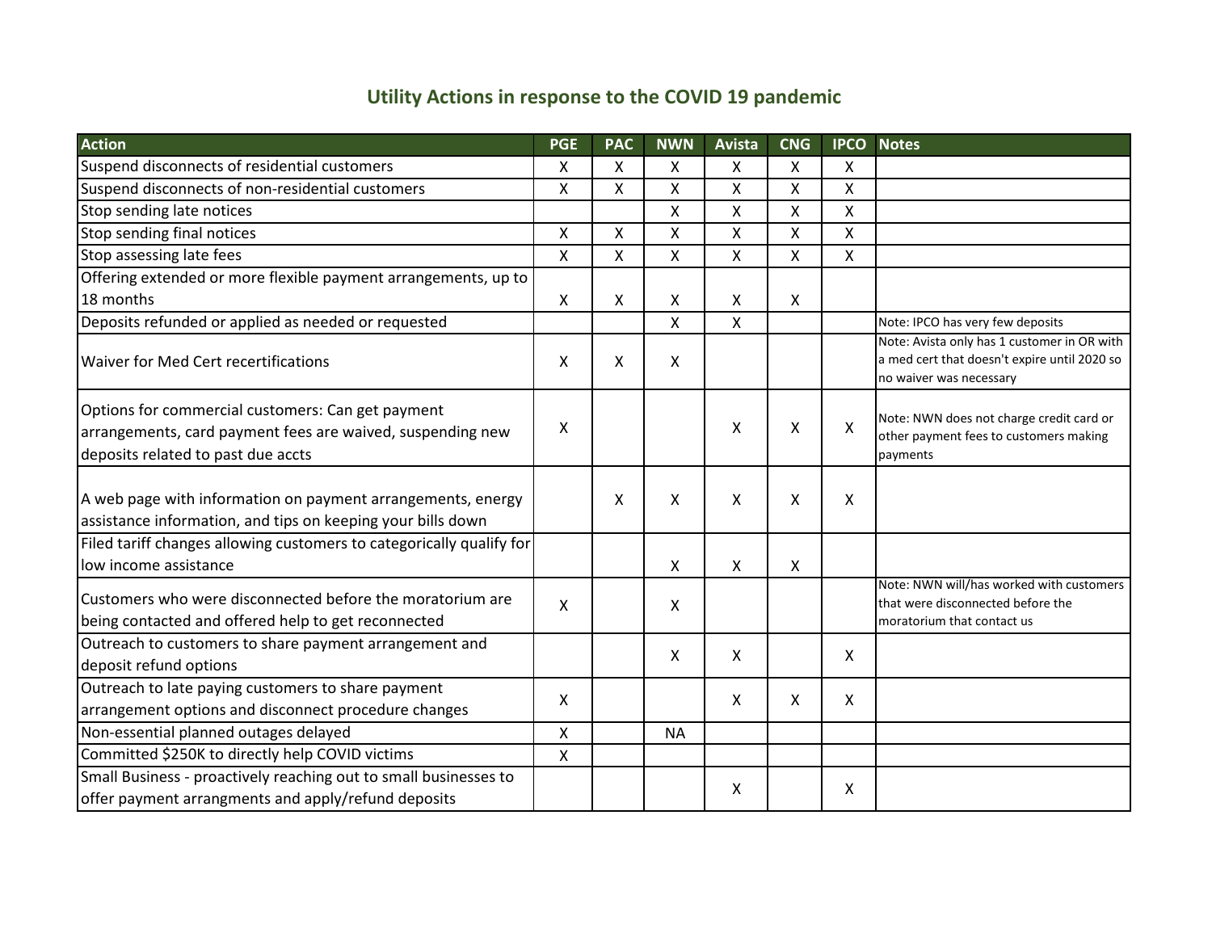## Utility Actions in response to the COVID 19 pandemic

| Action | PGE | PAC | NWN | Avista | CNG | IPCO | Notes |
|---|---|---|---|---|---|---|---|
| Suspend disconnects of residential customers | X | X | X | X | X | X | |
| Suspend disconnects of non-residential customers | X | X | X | X | X | X | |
| Stop sending late notices | | | X | X | X | X | |
| Stop sending final notices | X | X | X | X | X | X | |
| Stop assessing late fees | X | X | X | X | X | X | |
| Offering extended or more flexible payment arrangements, up to 18 months | X | X | X | X | X | | |
| Deposits refunded or applied as needed or requested | | | X | X | | | Note: IPCO has very few deposits |
| Waiver for Med Cert recertifications | X | X | X | | | | Note: Avista only has 1 customer in OR with a med cert that doesn't expire until 2020 so no waiver was necessary |
| Options for commercial customers: Can get payment arrangements, card payment fees are waived, suspending new deposits related to past due accts | X | | | X | X | X | Note: NWN does not charge credit card or other payment fees to customers making payments |
| A web page with information on payment arrangements, energy assistance information, and tips on keeping your bills down | | X | X | X | X | X | |
| Filed tariff changes allowing customers to categorically qualify for low income assistance | | | X | X | X | | |
| Customers who were disconnected before the moratorium are being contacted and offered help to get reconnected | X | | X | | | | Note: NWN will/has worked with customers that were disconnected before the moratorium that contact us |
| Outreach to customers to share payment arrangement and deposit refund options | | | X | X | | X | |
| Outreach to late paying customers to share payment arrangement options and disconnect procedure changes | X | | | X | X | X | |
| Non-essential planned outages delayed | X | | NA | | | | |
| Committed $250K to directly help COVID victims | X | | | | | | |
| Small Business - proactively reaching out to small businesses to offer payment arrangments and apply/refund deposits | | | | X | | X | |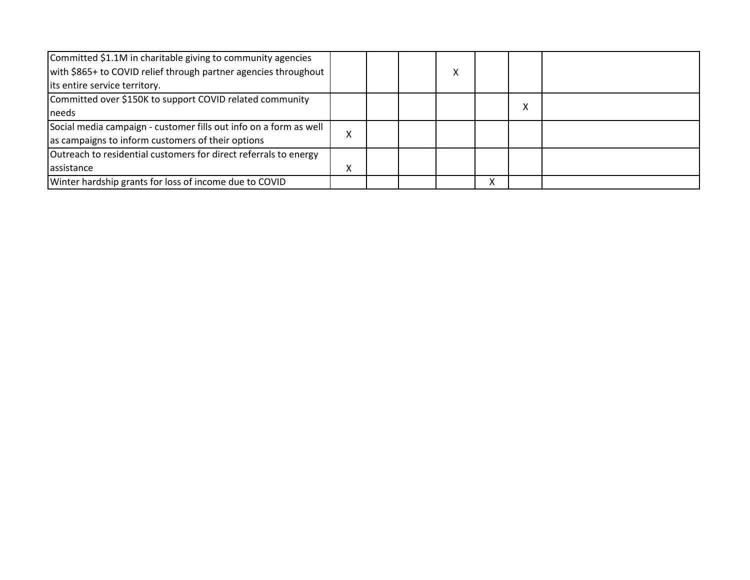| | | | | | | | |
|---|---|---|---|---|---|---|---|
| Committed $1.1M in charitable giving to community agencies with $865+ to COVID relief through partner agencies throughout its entire service territory. | | | | X | | | |
| Committed over $150K to support COVID related community needs | | | | | | X | |
| Social media campaign - customer fills out info on a form as well as campaigns to inform customers of their options | X | | | | | | |
| Outreach to residential customers for direct referrals to energy assistance | X | | | | | | |
| Winter hardship grants for loss of income due to COVID | | | | | X | | |